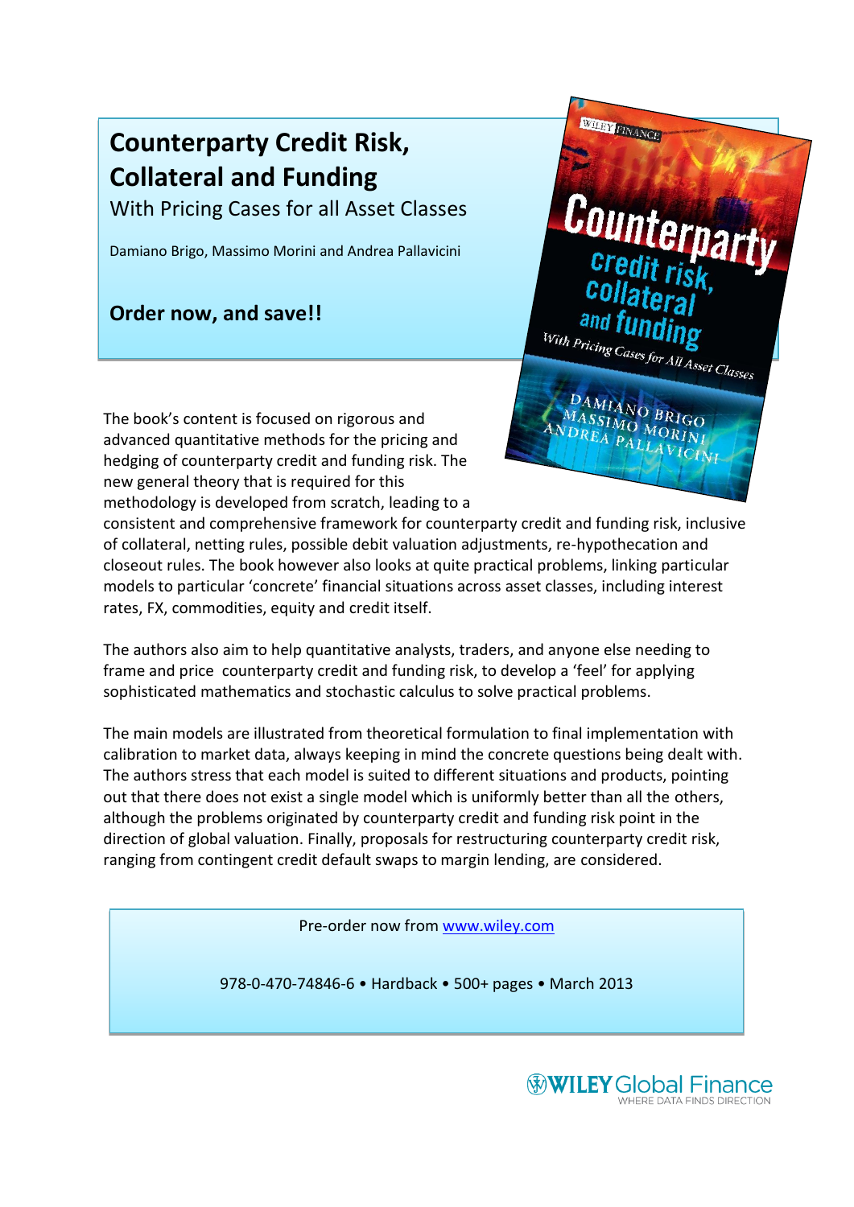# Counterparty Credit Risk, Collateral and Funding

With Pricing Cases for all Asset Classes

Damiano Brigo, Massimo Morini and Andrea Pallavicini

**Order now, and save!!**

The book's content is focused on rigorous and advanced quantitative methods for the pricing and hedging of counterparty credit and funding risk. The new general theory that is required for this methodology is developed from scratch, leading to a consistent and comprehensive framework for counterparty credit and funding risk, inclusive of collateral, netting rules, possible debit valuation adjustments, re-hypothecation and closeout rules. The book however also looks at quite practical problems, linking particular models to particular 'concrete' financial situations across asset classes, including interest rates, FX, commodities, equity and credit itself.

The authors also aim to help quantitative analysts, traders, and anyone else needing to frame and price counterparty credit and funding risk, to develop a 'feel' for applying sophisticated mathematics and stochastic calculus to solve practical problems.

The main models are illustrated from theoretical formulation to final implementation with calibration to market data, always keeping in mind the concrete questions being dealt with. The authors stress that each model is suited to different situations and products, pointing out that there does not exist a single model which is uniformly better than all the others, although the problems originated by counterparty credit and funding risk point in the direction of global valuation. Finally, proposals for restructuring counterparty credit risk, ranging from contingent credit default swaps to margin lending, are considered.

Pre-order now from [www.wiley.com](http://www.wiley.com)

978-0-470-74846-6 • Hardback • 500+ pages • March 2013

WILEY Global Finance
WHERE DATA FINDS DIRECTION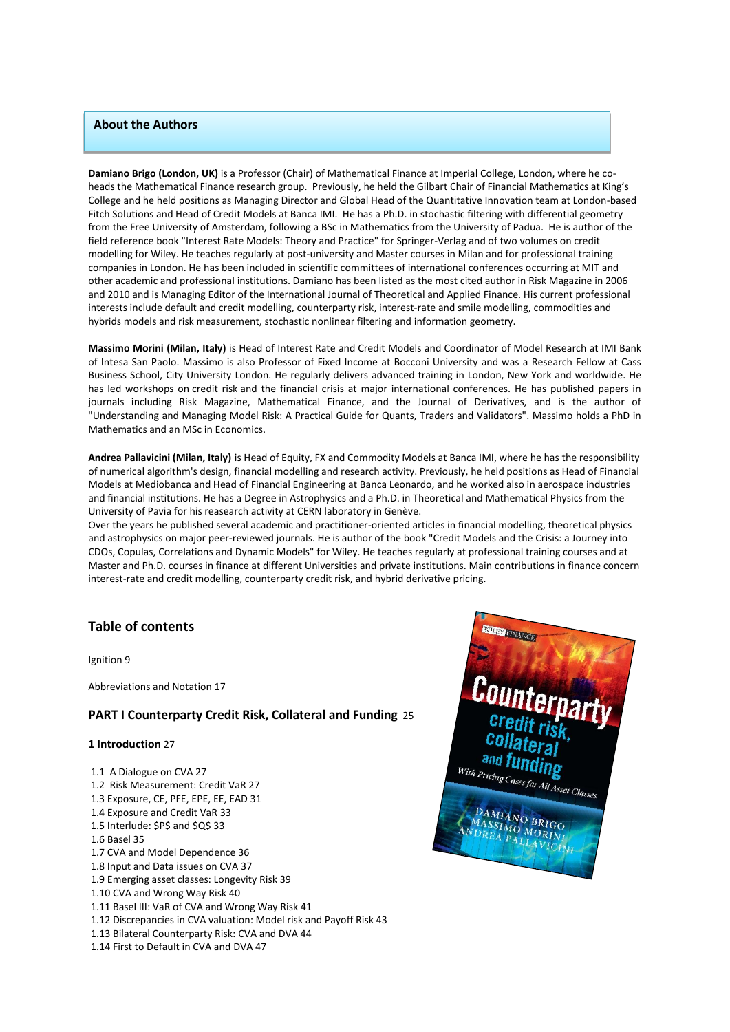## About the Authors

**Damiano Brigo (London, UK)** is a Professor (Chair) of Mathematical Finance at Imperial College, London, where he co-heads the Mathematical Finance research group. Previously, he held the Gilbart Chair of Financial Mathematics at King's College and he held positions as Managing Director and Global Head of the Quantitative Innovation team at London-based Fitch Solutions and Head of Credit Models at Banca IMI. He has a Ph.D. in stochastic filtering with differential geometry from the Free University of Amsterdam, following a BSc in Mathematics from the University of Padua. He is author of the field reference book "Interest Rate Models: Theory and Practice" for Springer-Verlag and of two volumes on credit modelling for Wiley. He teaches regularly at post-university and Master courses in Milan and for professional training companies in London. He has been included in scientific committees of international conferences occurring at MIT and other academic and professional institutions. Damiano has been listed as the most cited author in Risk Magazine in 2006 and 2010 and is Managing Editor of the International Journal of Theoretical and Applied Finance. His current professional interests include default and credit modelling, counterparty risk, interest-rate and smile modelling, commodities and hybrids models and risk measurement, stochastic nonlinear filtering and information geometry.

**Massimo Morini (Milan, Italy)** is Head of Interest Rate and Credit Models and Coordinator of Model Research at IMI Bank of Intesa San Paolo. Massimo is also Professor of Fixed Income at Bocconi University and was a Research Fellow at Cass Business School, City University London. He regularly delivers advanced training in London, New York and worldwide. He has led workshops on credit risk and the financial crisis at major international conferences. He has published papers in journals including Risk Magazine, Mathematical Finance, and the Journal of Derivatives, and is the author of "Understanding and Managing Model Risk: A Practical Guide for Quants, Traders and Validators". Massimo holds a PhD in Mathematics and an MSc in Economics.

**Andrea Pallavicini (Milan, Italy)** is Head of Equity, FX and Commodity Models at Banca IMI, where he has the responsibility of numerical algorithm's design, financial modelling and research activity. Previously, he held positions as Head of Financial Models at Mediobanca and Head of Financial Engineering at Banca Leonardo, and he worked also in aerospace industries and financial institutions. He has a Degree in Astrophysics and a Ph.D. in Theoretical and Mathematical Physics from the University of Pavia for his reasearch activity at CERN laboratory in Genève.
Over the years he published several academic and practitioner-oriented articles in financial modelling, theoretical physics and astrophysics on major peer-reviewed journals. He is author of the book "Credit Models and the Crisis: a Journey into CDOs, Copulas, Correlations and Dynamic Models" for Wiley. He teaches regularly at professional training courses and at Master and Ph.D. courses in finance at different Universities and private institutions. Main contributions in finance concern interest-rate and credit modelling, counterparty credit risk, and hybrid derivative pricing.

## Table of contents

Ignition 9

Abbreviations and Notation 17

### PART I Counterparty Credit Risk, Collateral and Funding 25

#### 1 Introduction 27

1.1 A Dialogue on CVA 27
1.2 Risk Measurement: Credit VaR 27
1.3 Exposure, CE, PFE, EPE, EE, EAD 31
1.4 Exposure and Credit VaR 33
1.5 Interlude: $P$ and $Q$ 33
1.6 Basel 35
1.7 CVA and Model Dependence 36
1.8 Input and Data issues on CVA 37
1.9 Emerging asset classes: Longevity Risk 39
1.10 CVA and Wrong Way Risk 40
1.11 Basel III: VaR of CVA and Wrong Way Risk 41
1.12 Discrepancies in CVA valuation: Model risk and Payoff Risk 43
1.13 Bilateral Counterparty Risk: CVA and DVA 44
1.14 First to Default in CVA and DVA 47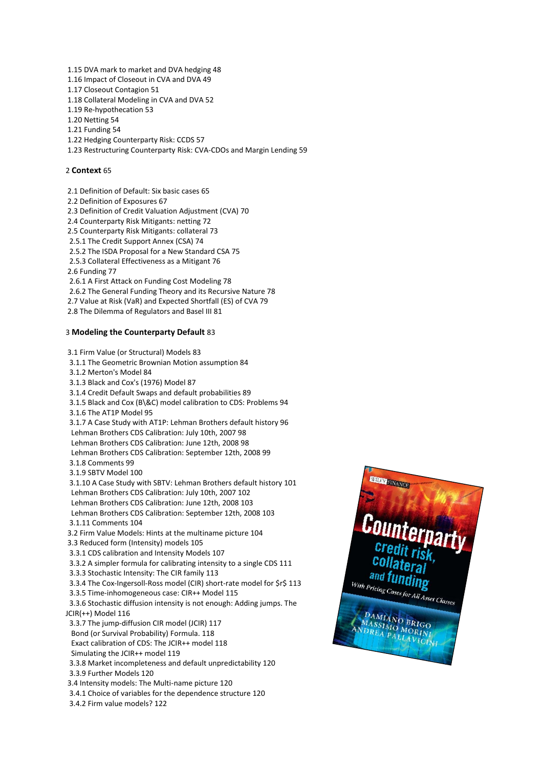1.15 DVA mark to market and DVA hedging 48
1.16 Impact of Closeout in CVA and DVA 49
1.17 Closeout Contagion 51
1.18 Collateral Modeling in CVA and DVA 52
1.19 Re-hypothecation 53
1.20 Netting 54
1.21 Funding 54
1.22 Hedging Counterparty Risk: CCDS 57
1.23 Restructuring Counterparty Risk: CVA-CDOs and Margin Lending 59

2 **Context** 65

2.1 Definition of Default: Six basic cases 65
2.2 Definition of Exposures 67
2.3 Definition of Credit Valuation Adjustment (CVA) 70
2.4 Counterparty Risk Mitigants: netting 72
2.5 Counterparty Risk Mitigants: collateral 73
2.5.1 The Credit Support Annex (CSA) 74
2.5.2 The ISDA Proposal for a New Standard CSA 75
2.5.3 Collateral Effectiveness as a Mitigant 76
2.6 Funding 77
2.6.1 A First Attack on Funding Cost Modeling 78
2.6.2 The General Funding Theory and its Recursive Nature 78
2.7 Value at Risk (VaR) and Expected Shortfall (ES) of CVA 79
2.8 The Dilemma of Regulators and Basel III 81

3 **Modeling the Counterparty Default** 83

3.1 Firm Value (or Structural) Models 83
3.1.1 The Geometric Brownian Motion assumption 84
3.1.2 Merton's Model 84
3.1.3 Black and Cox's (1976) Model 87
3.1.4 Credit Default Swaps and default probabilities 89
3.1.5 Black and Cox (B\&C) model calibration to CDS: Problems 94
3.1.6 The AT1P Model 95
3.1.7 A Case Study with AT1P: Lehman Brothers default history 96
Lehman Brothers CDS Calibration: July 10th, 2007 98
Lehman Brothers CDS Calibration: June 12th, 2008 98
Lehman Brothers CDS Calibration: September 12th, 2008 99
3.1.8 Comments 99
3.1.9 SBTV Model 100
3.1.10 A Case Study with SBTV: Lehman Brothers default history 101
Lehman Brothers CDS Calibration: July 10th, 2007 102
Lehman Brothers CDS Calibration: June 12th, 2008 103
Lehman Brothers CDS Calibration: September 12th, 2008 103
3.1.11 Comments 104
3.2 Firm Value Models: Hints at the multiname picture 104
3.3 Reduced form (Intensity) models 105
3.3.1 CDS calibration and Intensity Models 107
3.3.2 A simpler formula for calibrating intensity to a single CDS 111
3.3.3 Stochastic Intensity: The CIR family 113
3.3.4 The Cox-Ingersoll-Ross model (CIR) short-rate model for $r$ 113
3.3.5 Time-inhomogeneous case: CIR++ Model 115
3.3.6 Stochastic diffusion intensity is not enough: Adding jumps. The JCIR(++) Model 116
3.3.7 The jump-diffusion CIR model (JCIR) 117
Bond (or Survival Probability) Formula. 118
Exact calibration of CDS: The JCIR++ model 118
Simulating the JCIR++ model 119
3.3.8 Market incompleteness and default unpredictability 120
3.3.9 Further Models 120
3.4 Intensity models: The Multi-name picture 120
3.4.1 Choice of variables for the dependence structure 120
3.4.2 Firm value models? 122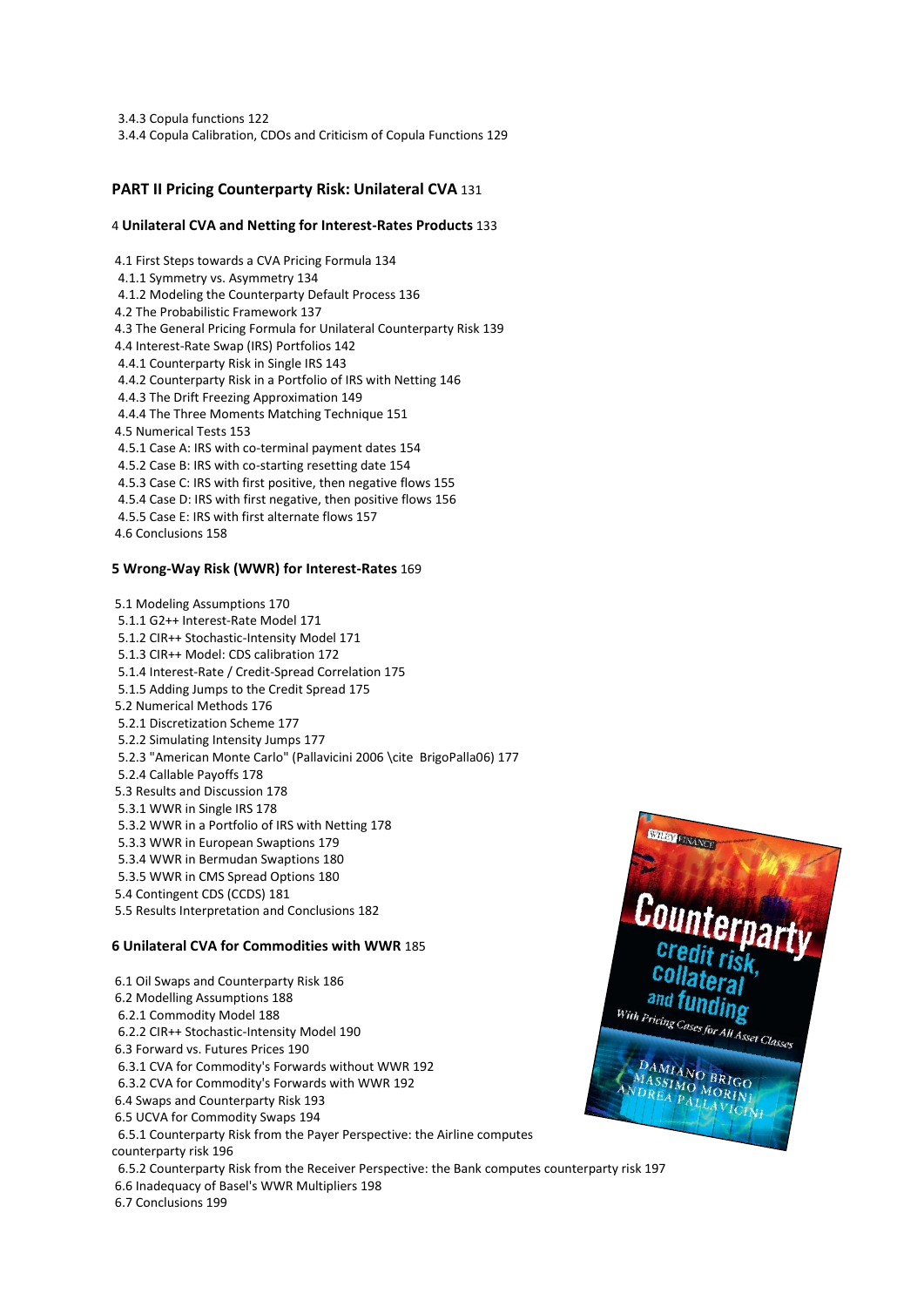3.4.3 Copula functions 122
3.4.4 Copula Calibration, CDOs and Criticism of Copula Functions 129

## PART II Pricing Counterparty Risk: Unilateral CVA 131

### 4 Unilateral CVA and Netting for Interest-Rates Products 133

4.1 First Steps towards a CVA Pricing Formula 134
4.1.1 Symmetry vs. Asymmetry 134
4.1.2 Modeling the Counterparty Default Process 136
4.2 The Probabilistic Framework 137
4.3 The General Pricing Formula for Unilateral Counterparty Risk 139
4.4 Interest-Rate Swap (IRS) Portfolios 142
4.4.1 Counterparty Risk in Single IRS 143
4.4.2 Counterparty Risk in a Portfolio of IRS with Netting 146
4.4.3 The Drift Freezing Approximation 149
4.4.4 The Three Moments Matching Technique 151
4.5 Numerical Tests 153
4.5.1 Case A: IRS with co-terminal payment dates 154
4.5.2 Case B: IRS with co-starting resetting date 154
4.5.3 Case C: IRS with first positive, then negative flows 155
4.5.4 Case D: IRS with first negative, then positive flows 156
4.5.5 Case E: IRS with first alternate flows 157
4.6 Conclusions 158

### 5 Wrong-Way Risk (WWR) for Interest-Rates 169

5.1 Modeling Assumptions 170
5.1.1 G2++ Interest-Rate Model 171
5.1.2 CIR++ Stochastic-Intensity Model 171
5.1.3 CIR++ Model: CDS calibration 172
5.1.4 Interest-Rate / Credit-Spread Correlation 175
5.1.5 Adding Jumps to the Credit Spread 175
5.2 Numerical Methods 176
5.2.1 Discretization Scheme 177
5.2.2 Simulating Intensity Jumps 177
5.2.3 "American Monte Carlo" (Pallavicini 2006 \cite BrigoPalla06) 177
5.2.4 Callable Payoffs 178
5.3 Results and Discussion 178
5.3.1 WWR in Single IRS 178
5.3.2 WWR in a Portfolio of IRS with Netting 178
5.3.3 WWR in European Swaptions 179
5.3.4 WWR in Bermudan Swaptions 180
5.3.5 WWR in CMS Spread Options 180
5.4 Contingent CDS (CCDS) 181
5.5 Results Interpretation and Conclusions 182

### 6 Unilateral CVA for Commodities with WWR 185

6.1 Oil Swaps and Counterparty Risk 186
6.2 Modelling Assumptions 188
6.2.1 Commodity Model 188
6.2.2 CIR++ Stochastic-Intensity Model 190
6.3 Forward vs. Futures Prices 190
6.3.1 CVA for Commodity's Forwards without WWR 192
6.3.2 CVA for Commodity's Forwards with WWR 192
6.4 Swaps and Counterparty Risk 193
6.5 UCVA for Commodity Swaps 194
6.5.1 Counterparty Risk from the Payer Perspective: the Airline computes counterparty risk 196
6.5.2 Counterparty Risk from the Receiver Perspective: the Bank computes counterparty risk 197
6.6 Inadequacy of Basel's WWR Multipliers 198
6.7 Conclusions 199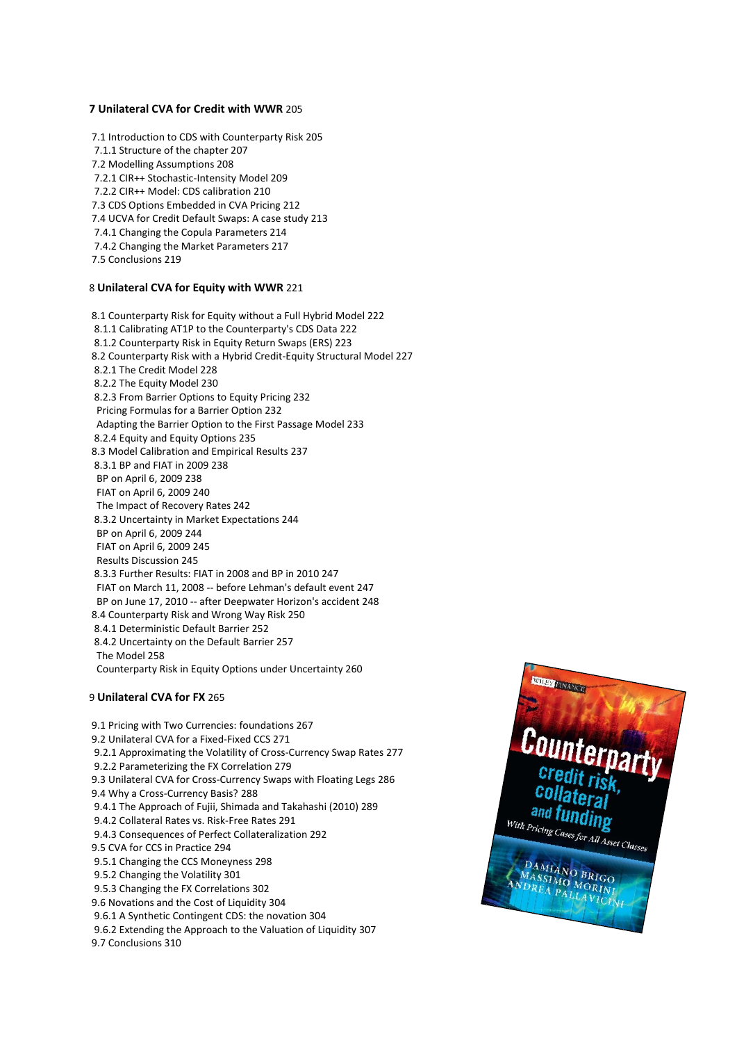**7 Unilateral CVA for Credit with WWR** 205

7.1 Introduction to CDS with Counterparty Risk 205
7.1.1 Structure of the chapter 207
7.2 Modelling Assumptions 208
7.2.1 CIR++ Stochastic-Intensity Model 209
7.2.2 CIR++ Model: CDS calibration 210
7.3 CDS Options Embedded in CVA Pricing 212
7.4 UCVA for Credit Default Swaps: A case study 213
7.4.1 Changing the Copula Parameters 214
7.4.2 Changing the Market Parameters 217
7.5 Conclusions 219

8 **Unilateral CVA for Equity with WWR** 221

8.1 Counterparty Risk for Equity without a Full Hybrid Model 222
8.1.1 Calibrating AT1P to the Counterparty's CDS Data 222
8.1.2 Counterparty Risk in Equity Return Swaps (ERS) 223
8.2 Counterparty Risk with a Hybrid Credit-Equity Structural Model 227
8.2.1 The Credit Model 228
8.2.2 The Equity Model 230
8.2.3 From Barrier Options to Equity Pricing 232
Pricing Formulas for a Barrier Option 232
Adapting the Barrier Option to the First Passage Model 233
8.2.4 Equity and Equity Options 235
8.3 Model Calibration and Empirical Results 237
8.3.1 BP and FIAT in 2009 238
BP on April 6, 2009 238
FIAT on April 6, 2009 240
The Impact of Recovery Rates 242
8.3.2 Uncertainty in Market Expectations 244
BP on April 6, 2009 244
FIAT on April 6, 2009 245
Results Discussion 245
8.3.3 Further Results: FIAT in 2008 and BP in 2010 247
FIAT on March 11, 2008 -- before Lehman's default event 247
BP on June 17, 2010 -- after Deepwater Horizon's accident 248
8.4 Counterparty Risk and Wrong Way Risk 250
8.4.1 Deterministic Default Barrier 252
8.4.2 Uncertainty on the Default Barrier 257
The Model 258
Counterparty Risk in Equity Options under Uncertainty 260

9 **Unilateral CVA for FX** 265

9.1 Pricing with Two Currencies: foundations 267
9.2 Unilateral CVA for a Fixed-Fixed CCS 271
9.2.1 Approximating the Volatility of Cross-Currency Swap Rates 277
9.2.2 Parameterizing the FX Correlation 279
9.3 Unilateral CVA for Cross-Currency Swaps with Floating Legs 286
9.4 Why a Cross-Currency Basis? 288
9.4.1 The Approach of Fujii, Shimada and Takahashi (2010) 289
9.4.2 Collateral Rates vs. Risk-Free Rates 291
9.4.3 Consequences of Perfect Collateralization 292
9.5 CVA for CCS in Practice 294
9.5.1 Changing the CCS Moneyness 298
9.5.2 Changing the Volatility 301
9.5.3 Changing the FX Correlations 302
9.6 Novations and the Cost of Liquidity 304
9.6.1 A Synthetic Contingent CDS: the novation 304
9.6.2 Extending the Approach to the Valuation of Liquidity 307
9.7 Conclusions 310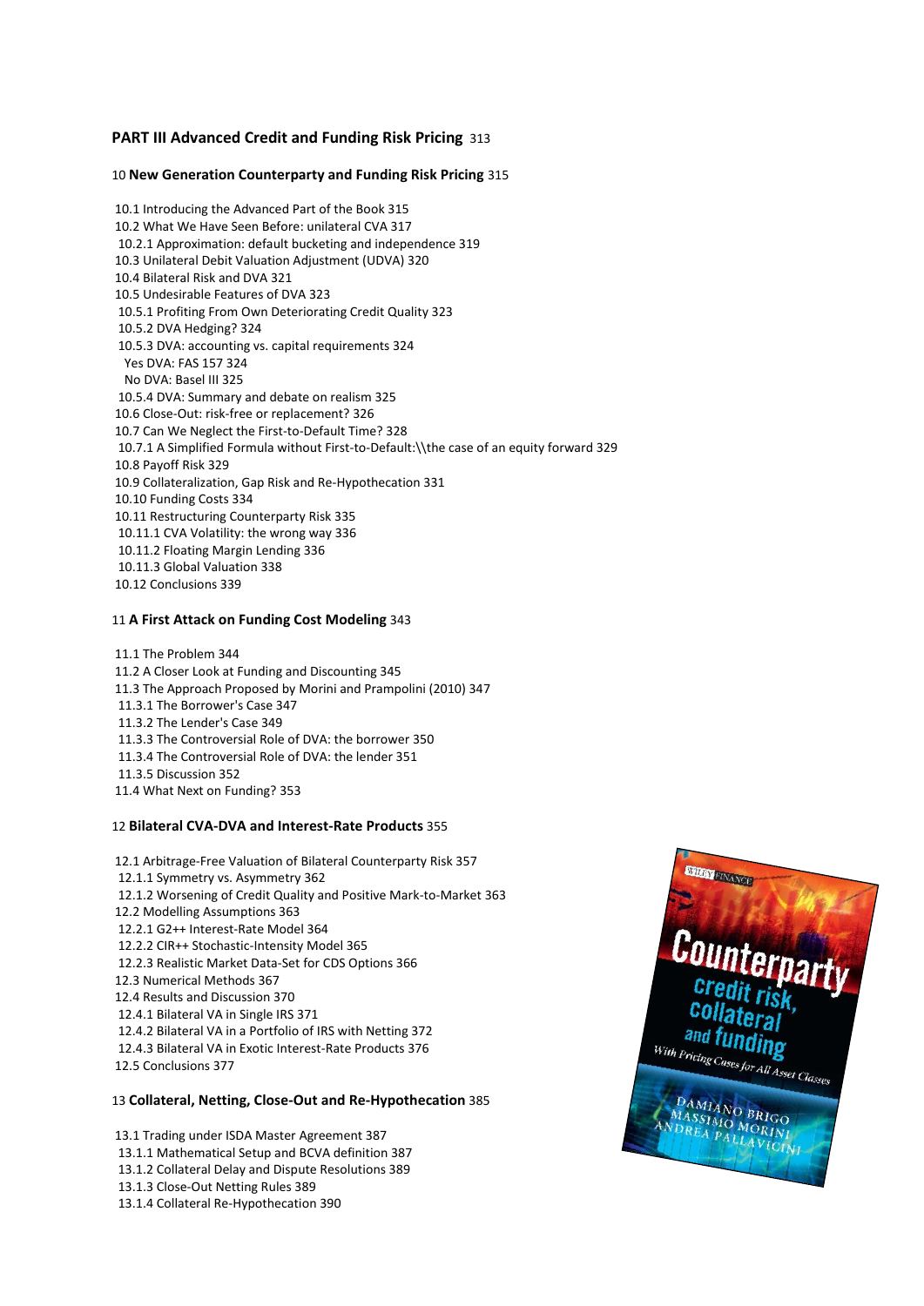## PART III Advanced Credit and Funding Risk Pricing 313

### 10 New Generation Counterparty and Funding Risk Pricing 315

10.1 Introducing the Advanced Part of the Book 315
10.2 What We Have Seen Before: unilateral CVA 317
10.2.1 Approximation: default bucketing and independence 319
10.3 Unilateral Debit Valuation Adjustment (UDVA) 320
10.4 Bilateral Risk and DVA 321
10.5 Undesirable Features of DVA 323
10.5.1 Profiting From Own Deteriorating Credit Quality 323
10.5.2 DVA Hedging? 324
10.5.3 DVA: accounting vs. capital requirements 324
Yes DVA: FAS 157 324
No DVA: Basel III 325
10.5.4 DVA: Summary and debate on realism 325
10.6 Close-Out: risk-free or replacement? 326
10.7 Can We Neglect the First-to-Default Time? 328
10.7.1 A Simplified Formula without First-to-Default:\\the case of an equity forward 329
10.8 Payoff Risk 329
10.9 Collateralization, Gap Risk and Re-Hypothecation 331
10.10 Funding Costs 334
10.11 Restructuring Counterparty Risk 335
10.11.1 CVA Volatility: the wrong way 336
10.11.2 Floating Margin Lending 336
10.11.3 Global Valuation 338
10.12 Conclusions 339

### 11 A First Attack on Funding Cost Modeling 343

11.1 The Problem 344
11.2 A Closer Look at Funding and Discounting 345
11.3 The Approach Proposed by Morini and Prampolini (2010) 347
11.3.1 The Borrower's Case 347
11.3.2 The Lender's Case 349
11.3.3 The Controversial Role of DVA: the borrower 350
11.3.4 The Controversial Role of DVA: the lender 351
11.3.5 Discussion 352
11.4 What Next on Funding? 353

### 12 Bilateral CVA-DVA and Interest-Rate Products 355

12.1 Arbitrage-Free Valuation of Bilateral Counterparty Risk 357
12.1.1 Symmetry vs. Asymmetry 362
12.1.2 Worsening of Credit Quality and Positive Mark-to-Market 363
12.2 Modelling Assumptions 363
12.2.1 G2++ Interest-Rate Model 364
12.2.2 CIR++ Stochastic-Intensity Model 365
12.2.3 Realistic Market Data-Set for CDS Options 366
12.3 Numerical Methods 367
12.4 Results and Discussion 370
12.4.1 Bilateral VA in Single IRS 371
12.4.2 Bilateral VA in a Portfolio of IRS with Netting 372
12.4.3 Bilateral VA in Exotic Interest-Rate Products 376
12.5 Conclusions 377

### 13 Collateral, Netting, Close-Out and Re-Hypothecation 385

13.1 Trading under ISDA Master Agreement 387
13.1.1 Mathematical Setup and BCVA definition 387
13.1.2 Collateral Delay and Dispute Resolutions 389
13.1.3 Close-Out Netting Rules 389
13.1.4 Collateral Re-Hypothecation 390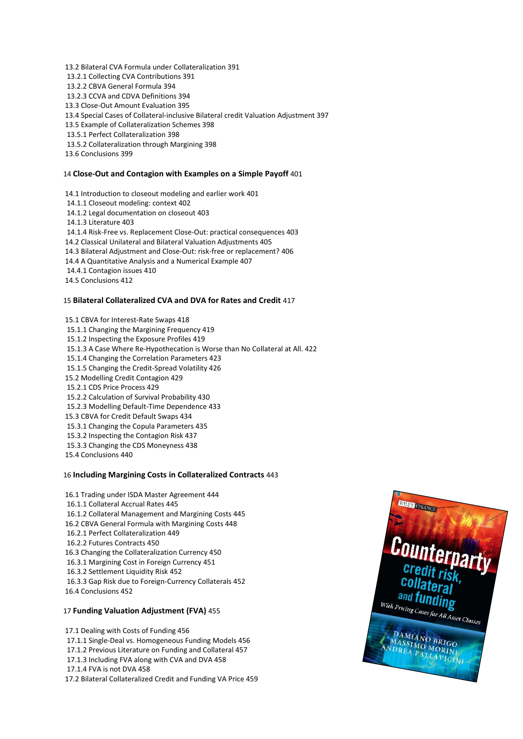13.2 Bilateral CVA Formula under Collateralization 391
13.2.1 Collecting CVA Contributions 391
13.2.2 CBVA General Formula 394
13.2.3 CCVA and CDVA Definitions 394
13.3 Close-Out Amount Evaluation 395
13.4 Special Cases of Collateral-inclusive Bilateral credit Valuation Adjustment 397
13.5 Example of Collateralization Schemes 398
13.5.1 Perfect Collateralization 398
13.5.2 Collateralization through Margining 398
13.6 Conclusions 399

14 **Close-Out and Contagion with Examples on a Simple Payoff** 401

14.1 Introduction to closeout modeling and earlier work 401
14.1.1 Closeout modeling: context 402
14.1.2 Legal documentation on closeout 403
14.1.3 Literature 403
14.1.4 Risk-Free vs. Replacement Close-Out: practical consequences 403
14.2 Classical Unilateral and Bilateral Valuation Adjustments 405
14.3 Bilateral Adjustment and Close-Out: risk-free or replacement? 406
14.4 A Quantitative Analysis and a Numerical Example 407
14.4.1 Contagion issues 410
14.5 Conclusions 412

15 **Bilateral Collateralized CVA and DVA for Rates and Credit** 417

15.1 CBVA for Interest-Rate Swaps 418
15.1.1 Changing the Margining Frequency 419
15.1.2 Inspecting the Exposure Profiles 419
15.1.3 A Case Where Re-Hypothecation is Worse than No Collateral at All. 422
15.1.4 Changing the Correlation Parameters 423
15.1.5 Changing the Credit-Spread Volatility 426
15.2 Modelling Credit Contagion 429
15.2.1 CDS Price Process 429
15.2.2 Calculation of Survival Probability 430
15.2.3 Modelling Default-Time Dependence 433
15.3 CBVA for Credit Default Swaps 434
15.3.1 Changing the Copula Parameters 435
15.3.2 Inspecting the Contagion Risk 437
15.3.3 Changing the CDS Moneyness 438
15.4 Conclusions 440

16 **Including Margining Costs in Collateralized Contracts** 443

16.1 Trading under ISDA Master Agreement 444
16.1.1 Collateral Accrual Rates 445
16.1.2 Collateral Management and Margining Costs 445
16.2 CBVA General Formula with Margining Costs 448
16.2.1 Perfect Collateralization 449
16.2.2 Futures Contracts 450
16.3 Changing the Collateralization Currency 450
16.3.1 Margining Cost in Foreign Currency 451
16.3.2 Settlement Liquidity Risk 452
16.3.3 Gap Risk due to Foreign-Currency Collaterals 452
16.4 Conclusions 452

17 **Funding Valuation Adjustment (FVA)** 455

17.1 Dealing with Costs of Funding 456
17.1.1 Single-Deal vs. Homogeneous Funding Models 456
17.1.2 Previous Literature on Funding and Collateral 457
17.1.3 Including FVA along with CVA and DVA 458
17.1.4 FVA is not DVA 458
17.2 Bilateral Collateralized Credit and Funding VA Price 459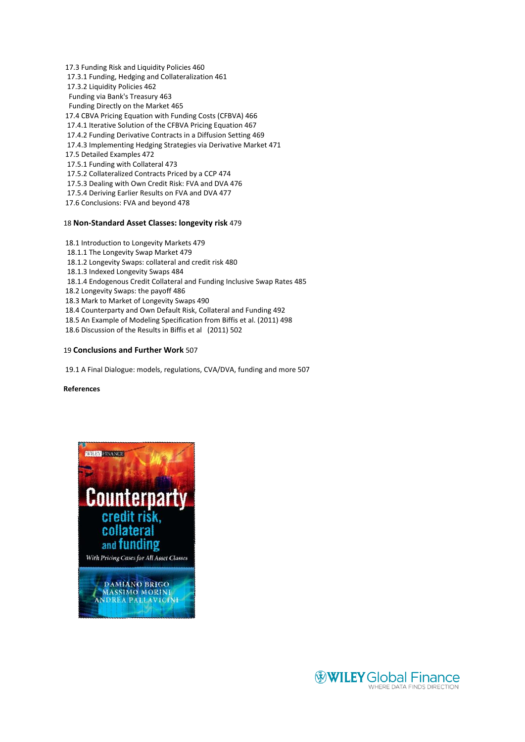17.3 Funding Risk and Liquidity Policies 460
17.3.1 Funding, Hedging and Collateralization 461
17.3.2 Liquidity Policies 462
Funding via Bank's Treasury 463
Funding Directly on the Market 465
17.4 CBVA Pricing Equation with Funding Costs (CFBVA) 466
17.4.1 Iterative Solution of the CFBVA Pricing Equation 467
17.4.2 Funding Derivative Contracts in a Diffusion Setting 469
17.4.3 Implementing Hedging Strategies via Derivative Market 471
17.5 Detailed Examples 472
17.5.1 Funding with Collateral 473
17.5.2 Collateralized Contracts Priced by a CCP 474
17.5.3 Dealing with Own Credit Risk: FVA and DVA 476
17.5.4 Deriving Earlier Results on FVA and DVA 477
17.6 Conclusions: FVA and beyond 478

18 **Non-Standard Asset Classes: longevity risk** 479

18.1 Introduction to Longevity Markets 479
18.1.1 The Longevity Swap Market 479
18.1.2 Longevity Swaps: collateral and credit risk 480
18.1.3 Indexed Longevity Swaps 484
18.1.4 Endogenous Credit Collateral and Funding Inclusive Swap Rates 485
18.2 Longevity Swaps: the payoff 486
18.3 Mark to Market of Longevity Swaps 490
18.4 Counterparty and Own Default Risk, Collateral and Funding 492
18.5 An Example of Modeling Specification from Biffis et al. (2011) 498
18.6 Discussion of the Results in Biffis et al (2011) 502

19 **Conclusions and Further Work** 507

19.1 A Final Dialogue: models, regulations, CVA/DVA, funding and more 507

**References**

WILEY FINANCE

Counterparty credit risk, collateral and funding

*With Pricing Cases for All Asset Classes*

DAMIANO BRIGO
MASSIMO MORINI
ANDREA PALLAVICINI

WILEY Global Finance
WHERE DATA FINDS DIRECTION